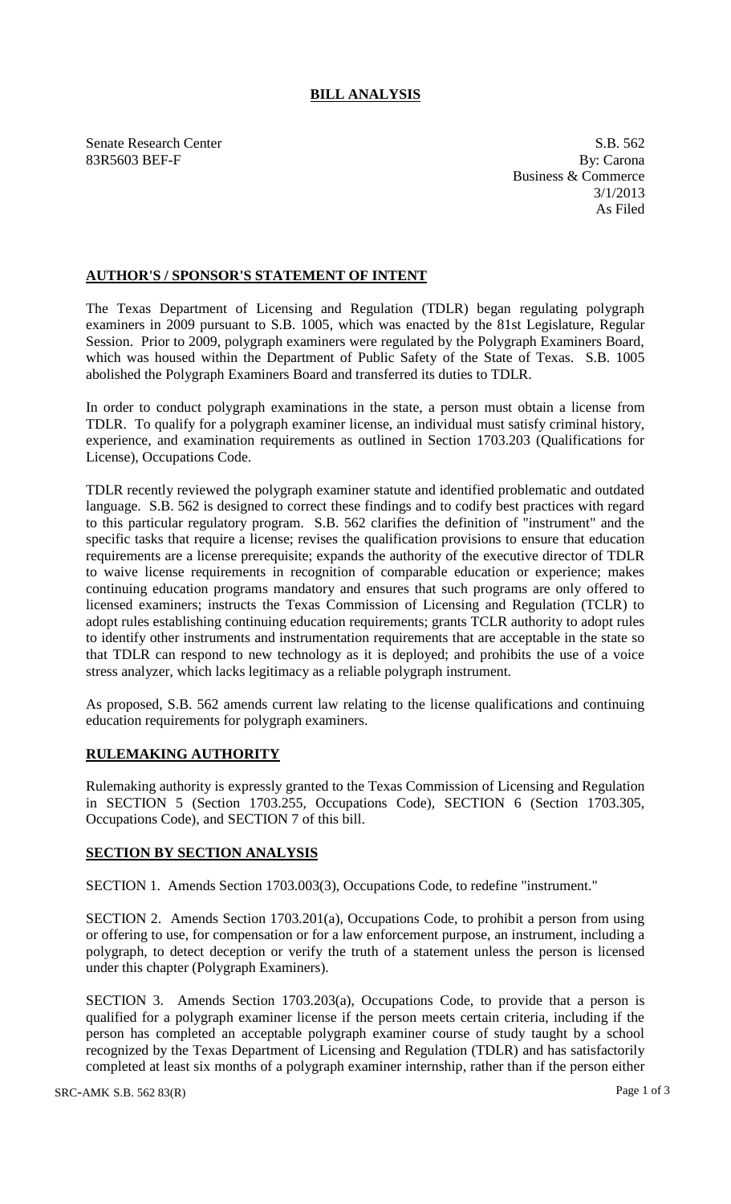# BILL ANALYSIS

Senate Research Center
83R5603 BEF-F

S.B. 562
By: Carona
Business & Commerce
3/1/2013
As Filed

## AUTHOR'S / SPONSOR'S STATEMENT OF INTENT

The Texas Department of Licensing and Regulation (TDLR) began regulating polygraph examiners in 2009 pursuant to S.B. 1005, which was enacted by the 81st Legislature, Regular Session. Prior to 2009, polygraph examiners were regulated by the Polygraph Examiners Board, which was housed within the Department of Public Safety of the State of Texas. S.B. 1005 abolished the Polygraph Examiners Board and transferred its duties to TDLR.

In order to conduct polygraph examinations in the state, a person must obtain a license from TDLR. To qualify for a polygraph examiner license, an individual must satisfy criminal history, experience, and examination requirements as outlined in Section 1703.203 (Qualifications for License), Occupations Code.

TDLR recently reviewed the polygraph examiner statute and identified problematic and outdated language. S.B. 562 is designed to correct these findings and to codify best practices with regard to this particular regulatory program. S.B. 562 clarifies the definition of "instrument" and the specific tasks that require a license; revises the qualification provisions to ensure that education requirements are a license prerequisite; expands the authority of the executive director of TDLR to waive license requirements in recognition of comparable education or experience; makes continuing education programs mandatory and ensures that such programs are only offered to licensed examiners; instructs the Texas Commission of Licensing and Regulation (TCLR) to adopt rules establishing continuing education requirements; grants TCLR authority to adopt rules to identify other instruments and instrumentation requirements that are acceptable in the state so that TDLR can respond to new technology as it is deployed; and prohibits the use of a voice stress analyzer, which lacks legitimacy as a reliable polygraph instrument.

As proposed, S.B. 562 amends current law relating to the license qualifications and continuing education requirements for polygraph examiners.

## RULEMAKING AUTHORITY

Rulemaking authority is expressly granted to the Texas Commission of Licensing and Regulation in SECTION 5 (Section 1703.255, Occupations Code), SECTION 6 (Section 1703.305, Occupations Code), and SECTION 7 of this bill.

## SECTION BY SECTION ANALYSIS

SECTION 1. Amends Section 1703.003(3), Occupations Code, to redefine "instrument."

SECTION 2. Amends Section 1703.201(a), Occupations Code, to prohibit a person from using or offering to use, for compensation or for a law enforcement purpose, an instrument, including a polygraph, to detect deception or verify the truth of a statement unless the person is licensed under this chapter (Polygraph Examiners).

SECTION 3. Amends Section 1703.203(a), Occupations Code, to provide that a person is qualified for a polygraph examiner license if the person meets certain criteria, including if the person has completed an acceptable polygraph examiner course of study taught by a school recognized by the Texas Department of Licensing and Regulation (TDLR) and has satisfactorily completed at least six months of a polygraph examiner internship, rather than if the person either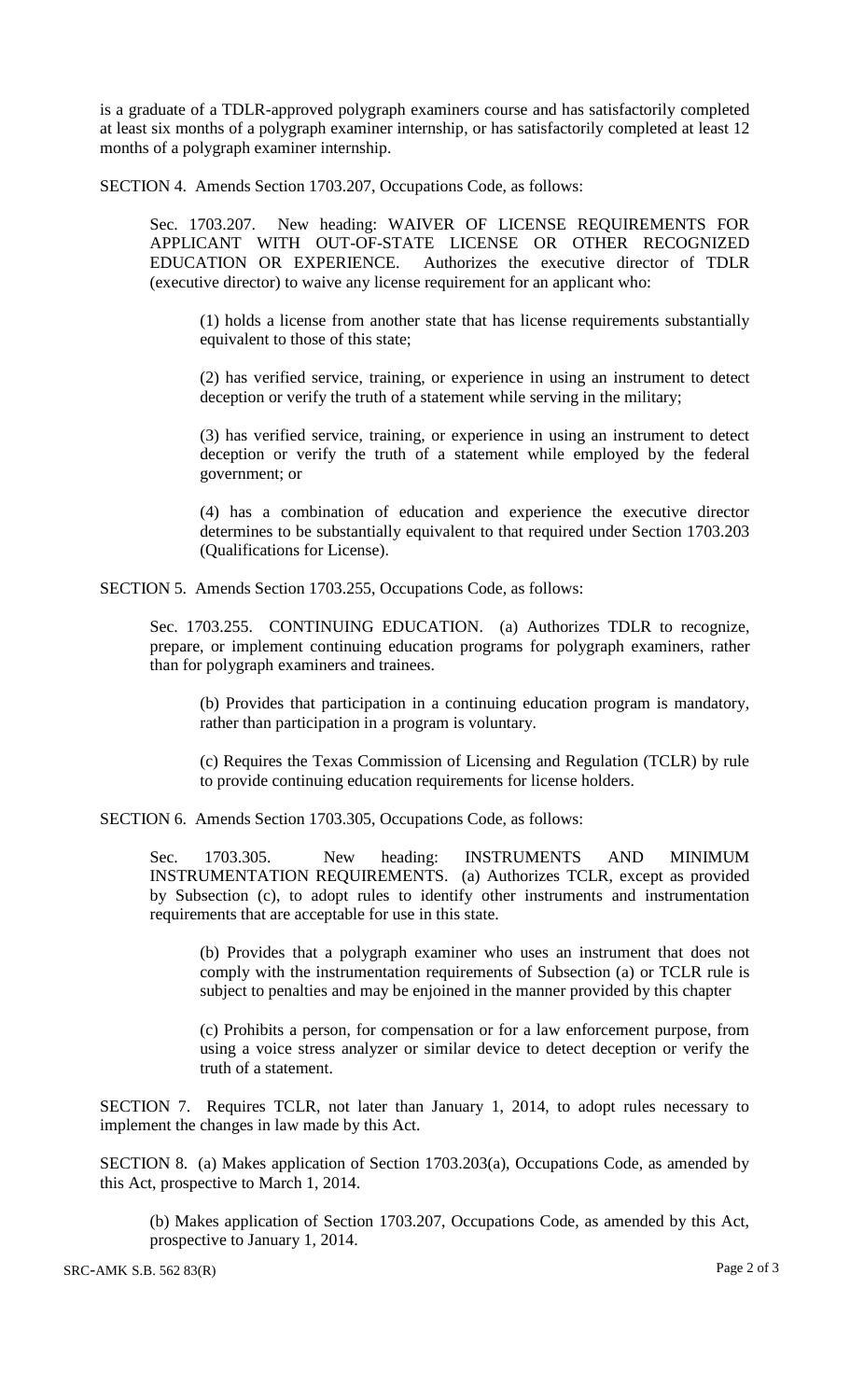is a graduate of a TDLR-approved polygraph examiners course and has satisfactorily completed at least six months of a polygraph examiner internship, or has satisfactorily completed at least 12 months of a polygraph examiner internship.

SECTION 4. Amends Section 1703.207, Occupations Code, as follows:

Sec. 1703.207. New heading: WAIVER OF LICENSE REQUIREMENTS FOR APPLICANT WITH OUT-OF-STATE LICENSE OR OTHER RECOGNIZED EDUCATION OR EXPERIENCE. Authorizes the executive director of TDLR (executive director) to waive any license requirement for an applicant who:

(1) holds a license from another state that has license requirements substantially equivalent to those of this state;

(2) has verified service, training, or experience in using an instrument to detect deception or verify the truth of a statement while serving in the military;

(3) has verified service, training, or experience in using an instrument to detect deception or verify the truth of a statement while employed by the federal government; or

(4) has a combination of education and experience the executive director determines to be substantially equivalent to that required under Section 1703.203 (Qualifications for License).

SECTION 5. Amends Section 1703.255, Occupations Code, as follows:

Sec. 1703.255. CONTINUING EDUCATION. (a) Authorizes TDLR to recognize, prepare, or implement continuing education programs for polygraph examiners, rather than for polygraph examiners and trainees.

(b) Provides that participation in a continuing education program is mandatory, rather than participation in a program is voluntary.

(c) Requires the Texas Commission of Licensing and Regulation (TCLR) by rule to provide continuing education requirements for license holders.

SECTION 6. Amends Section 1703.305, Occupations Code, as follows:

Sec. 1703.305. New heading: INSTRUMENTS AND MINIMUM INSTRUMENTATION REQUIREMENTS. (a) Authorizes TCLR, except as provided by Subsection (c), to adopt rules to identify other instruments and instrumentation requirements that are acceptable for use in this state.

(b) Provides that a polygraph examiner who uses an instrument that does not comply with the instrumentation requirements of Subsection (a) or TCLR rule is subject to penalties and may be enjoined in the manner provided by this chapter

(c) Prohibits a person, for compensation or for a law enforcement purpose, from using a voice stress analyzer or similar device to detect deception or verify the truth of a statement.

SECTION 7. Requires TCLR, not later than January 1, 2014, to adopt rules necessary to implement the changes in law made by this Act.

SECTION 8. (a) Makes application of Section 1703.203(a), Occupations Code, as amended by this Act, prospective to March 1, 2014.

(b) Makes application of Section 1703.207, Occupations Code, as amended by this Act, prospective to January 1, 2014.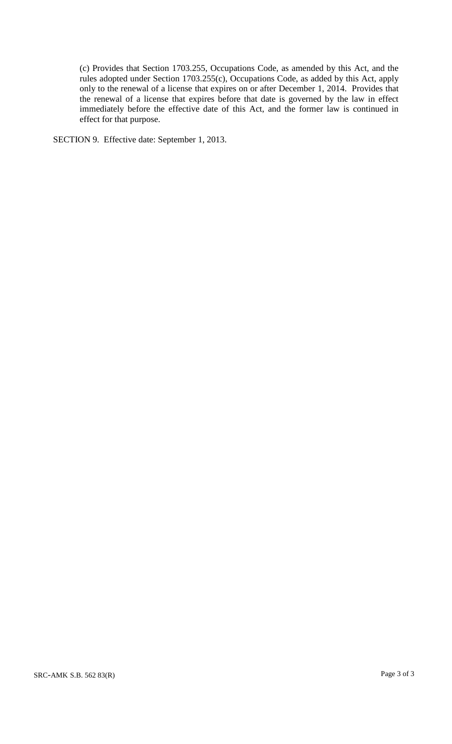(c) Provides that Section 1703.255, Occupations Code, as amended by this Act, and the rules adopted under Section 1703.255(c), Occupations Code, as added by this Act, apply only to the renewal of a license that expires on or after December 1, 2014. Provides that the renewal of a license that expires before that date is governed by the law in effect immediately before the effective date of this Act, and the former law is continued in effect for that purpose.

SECTION 9. Effective date: September 1, 2013.